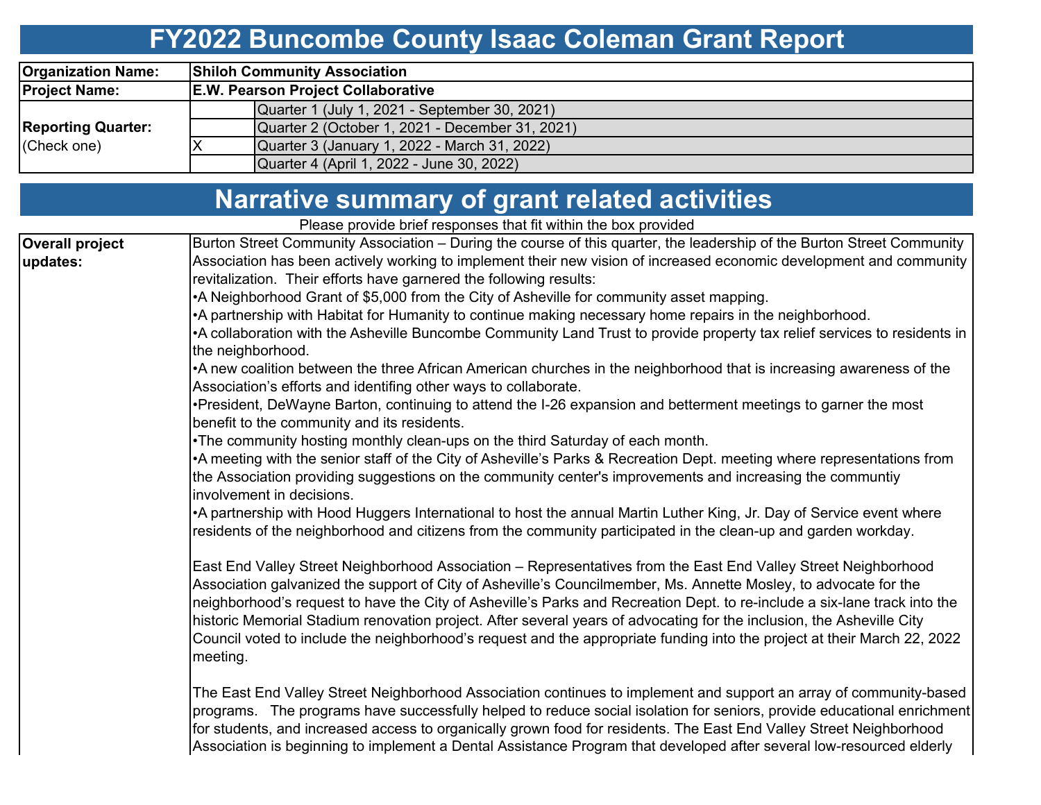# FY2022 Buncombe County Isaac Coleman Grant Report

| | | |
|---|---|---|
| **Organization Name:** | **Shiloh Community Association** | |
| **Project Name:** | **E.W. Pearson Project Collaborative** | |
| **Reporting Quarter:** (Check one) | | Quarter 1 (July 1, 2021 - September 30, 2021) |
| | | Quarter 2 (October 1, 2021 - December 31, 2021) |
| | X | Quarter 3 (January 1, 2022 - March 31, 2022) |
| | | Quarter 4 (April 1, 2022 - June 30, 2022) |

# Narrative summary of grant related activities

Please provide brief responses that fit within the box provided

**Overall project updates:**

Burton Street Community Association – During the course of this quarter, the leadership of the Burton Street Community Association has been actively working to implement their new vision of increased economic development and community revitalization. Their efforts have garnered the following results:

- A Neighborhood Grant of $5,000 from the City of Asheville for community asset mapping.
- A partnership with Habitat for Humanity to continue making necessary home repairs in the neighborhood.
- A collaboration with the Asheville Buncombe Community Land Trust to provide property tax relief services to residents in the neighborhood.
- A new coalition between the three African American churches in the neighborhood that is increasing awareness of the Association's efforts and identifing other ways to collaborate.
- President, DeWayne Barton, continuing to attend the I-26 expansion and betterment meetings to garner the most benefit to the community and its residents.
- The community hosting monthly clean-ups on the third Saturday of each month.
- A meeting with the senior staff of the City of Asheville's Parks & Recreation Dept. meeting where representations from the Association providing suggestions on the community center's improvements and increasing the communtiy involvement in decisions.
- A partnership with Hood Huggers International to host the annual Martin Luther King, Jr. Day of Service event where residents of the neighborhood and citizens from the community participated in the clean-up and garden workday.

East End Valley Street Neighborhood Association – Representatives from the East End Valley Street Neighborhood Association galvanized the support of City of Asheville's Councilmember, Ms. Annette Mosley, to advocate for the neighborhood's request to have the City of Asheville's Parks and Recreation Dept. to re-include a six-lane track into the historic Memorial Stadium renovation project. After several years of advocating for the inclusion, the Asheville City Council voted to include the neighborhood's request and the appropriate funding into the project at their March 22, 2022 meeting.

The East End Valley Street Neighborhood Association continues to implement and support an array of community-based programs. The programs have successfully helped to reduce social isolation for seniors, provide educational enrichment for students, and increased access to organically grown food for residents. The East End Valley Street Neighborhood Association is beginning to implement a Dental Assistance Program that developed after several low-resourced elderly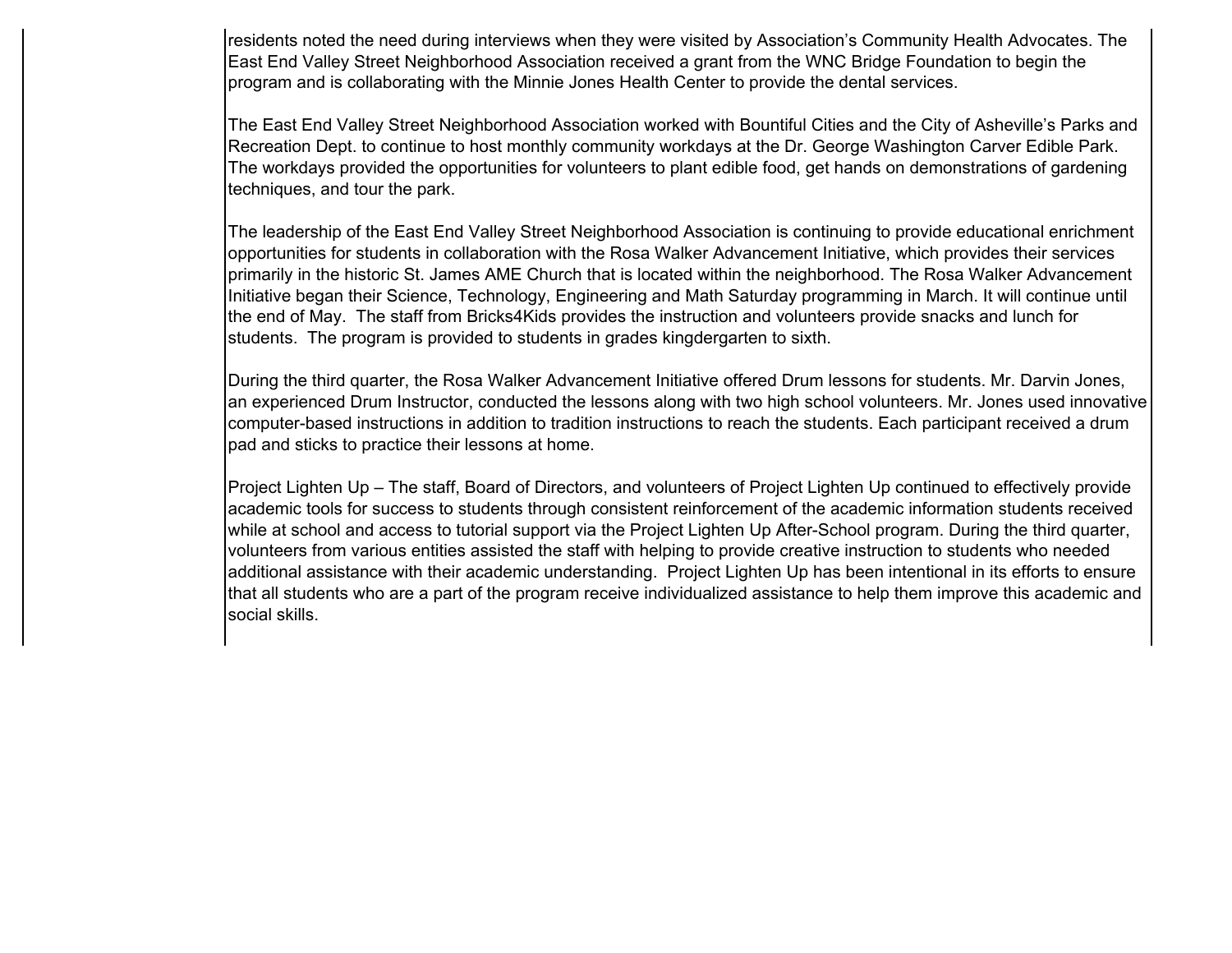residents noted the need during interviews when they were visited by Association's Community Health Advocates. The East End Valley Street Neighborhood Association received a grant from the WNC Bridge Foundation to begin the program and is collaborating with the Minnie Jones Health Center to provide the dental services.

The East End Valley Street Neighborhood Association worked with Bountiful Cities and the City of Asheville's Parks and Recreation Dept. to continue to host monthly community workdays at the Dr. George Washington Carver Edible Park. The workdays provided the opportunities for volunteers to plant edible food, get hands on demonstrations of gardening techniques, and tour the park.

The leadership of the East End Valley Street Neighborhood Association is continuing to provide educational enrichment opportunities for students in collaboration with the Rosa Walker Advancement Initiative, which provides their services primarily in the historic St. James AME Church that is located within the neighborhood. The Rosa Walker Advancement Initiative began their Science, Technology, Engineering and Math Saturday programming in March. It will continue until the end of May. The staff from Bricks4Kids provides the instruction and volunteers provide snacks and lunch for students. The program is provided to students in grades kingdergarten to sixth.

During the third quarter, the Rosa Walker Advancement Initiative offered Drum lessons for students. Mr. Darvin Jones, an experienced Drum Instructor, conducted the lessons along with two high school volunteers. Mr. Jones used innovative computer-based instructions in addition to tradition instructions to reach the students. Each participant received a drum pad and sticks to practice their lessons at home.

Project Lighten Up – The staff, Board of Directors, and volunteers of Project Lighten Up continued to effectively provide academic tools for success to students through consistent reinforcement of the academic information students received while at school and access to tutorial support via the Project Lighten Up After-School program. During the third quarter, volunteers from various entities assisted the staff with helping to provide creative instruction to students who needed additional assistance with their academic understanding. Project Lighten Up has been intentional in its efforts to ensure that all students who are a part of the program receive individualized assistance to help them improve this academic and social skills.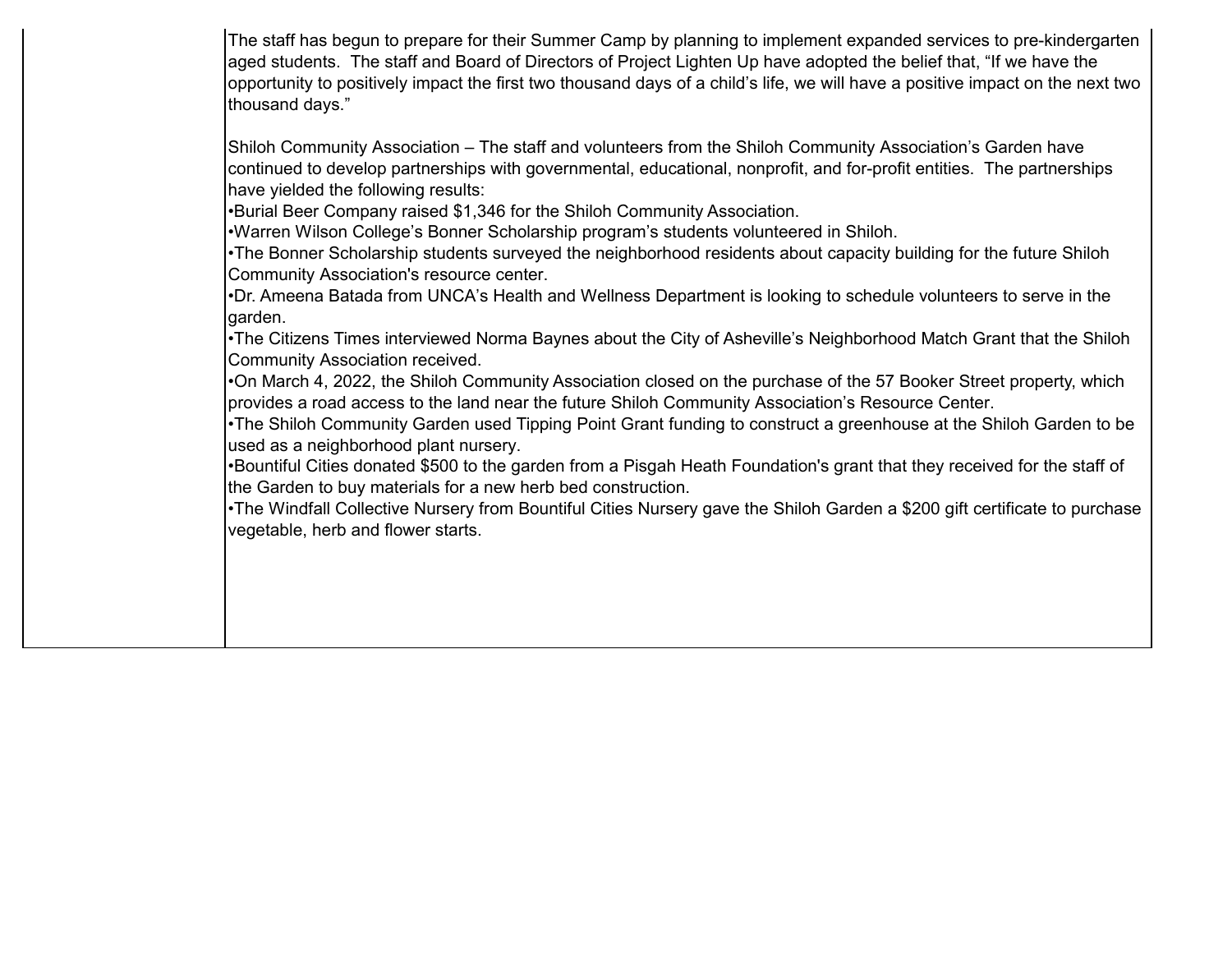| | |
|---|---|
| | The staff has begun to prepare for their Summer Camp by planning to implement expanded services to pre-kindergarten aged students. The staff and Board of Directors of Project Lighten Up have adopted the belief that, "If we have the opportunity to positively impact the first two thousand days of a child's life, we will have a positive impact on the next two thousand days."<br><br>Shiloh Community Association – The staff and volunteers from the Shiloh Community Association's Garden have continued to develop partnerships with governmental, educational, nonprofit, and for-profit entities. The partnerships have yielded the following results:<br>•Burial Beer Company raised $1,346 for the Shiloh Community Association.<br>•Warren Wilson College's Bonner Scholarship program's students volunteered in Shiloh.<br>•The Bonner Scholarship students surveyed the neighborhood residents about capacity building for the future Shiloh Community Association's resource center.<br>•Dr. Ameena Batada from UNCA's Health and Wellness Department is looking to schedule volunteers to serve in the garden.<br>•The Citizens Times interviewed Norma Baynes about the City of Asheville's Neighborhood Match Grant that the Shiloh Community Association received.<br>•On March 4, 2022, the Shiloh Community Association closed on the purchase of the 57 Booker Street property, which provides a road access to the land near the future Shiloh Community Association's Resource Center.<br>•The Shiloh Community Garden used Tipping Point Grant funding to construct a greenhouse at the Shiloh Garden to be used as a neighborhood plant nursery.<br>•Bountiful Cities donated $500 to the garden from a Pisgah Heath Foundation's grant that they received for the staff of the Garden to buy materials for a new herb bed construction.<br>•The Windfall Collective Nursery from Bountiful Cities Nursery gave the Shiloh Garden a $200 gift certificate to purchase vegetable, herb and flower starts. |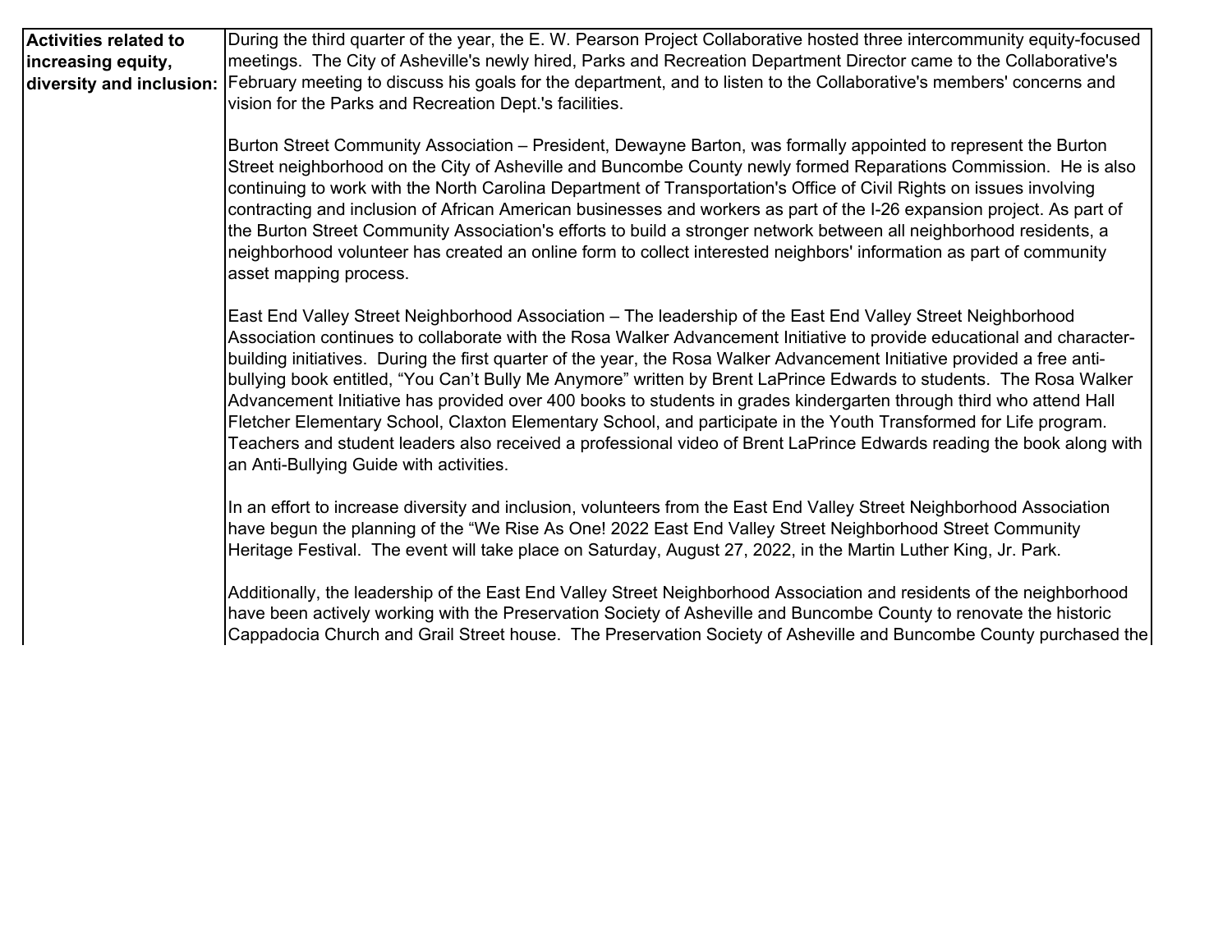| | |
|---|---|
| **Activities related to increasing equity, diversity and inclusion:** | During the third quarter of the year, the E. W. Pearson Project Collaborative hosted three intercommunity equity-focused meetings. The City of Asheville's newly hired, Parks and Recreation Department Director came to the Collaborative's February meeting to discuss his goals for the department, and to listen to the Collaborative's members' concerns and vision for the Parks and Recreation Dept.'s facilities.<br><br>Burton Street Community Association – President, Dewayne Barton, was formally appointed to represent the Burton Street neighborhood on the City of Asheville and Buncombe County newly formed Reparations Commission. He is also continuing to work with the North Carolina Department of Transportation's Office of Civil Rights on issues involving contracting and inclusion of African American businesses and workers as part of the I-26 expansion project. As part of the Burton Street Community Association's efforts to build a stronger network between all neighborhood residents, a neighborhood volunteer has created an online form to collect interested neighbors' information as part of community asset mapping process.<br><br>East End Valley Street Neighborhood Association – The leadership of the East End Valley Street Neighborhood Association continues to collaborate with the Rosa Walker Advancement Initiative to provide educational and character-building initiatives. During the first quarter of the year, the Rosa Walker Advancement Initiative provided a free anti-bullying book entitled, "You Can't Bully Me Anymore" written by Brent LaPrince Edwards to students. The Rosa Walker Advancement Initiative has provided over 400 books to students in grades kindergarten through third who attend Hall Fletcher Elementary School, Claxton Elementary School, and participate in the Youth Transformed for Life program. Teachers and student leaders also received a professional video of Brent LaPrince Edwards reading the book along with an Anti-Bullying Guide with activities.<br><br>In an effort to increase diversity and inclusion, volunteers from the East End Valley Street Neighborhood Association have begun the planning of the "We Rise As One! 2022 East End Valley Street Neighborhood Street Community Heritage Festival. The event will take place on Saturday, August 27, 2022, in the Martin Luther King, Jr. Park.<br><br>Additionally, the leadership of the East End Valley Street Neighborhood Association and residents of the neighborhood have been actively working with the Preservation Society of Asheville and Buncombe County to renovate the historic Cappadocia Church and Grail Street house. The Preservation Society of Asheville and Buncombe County purchased the |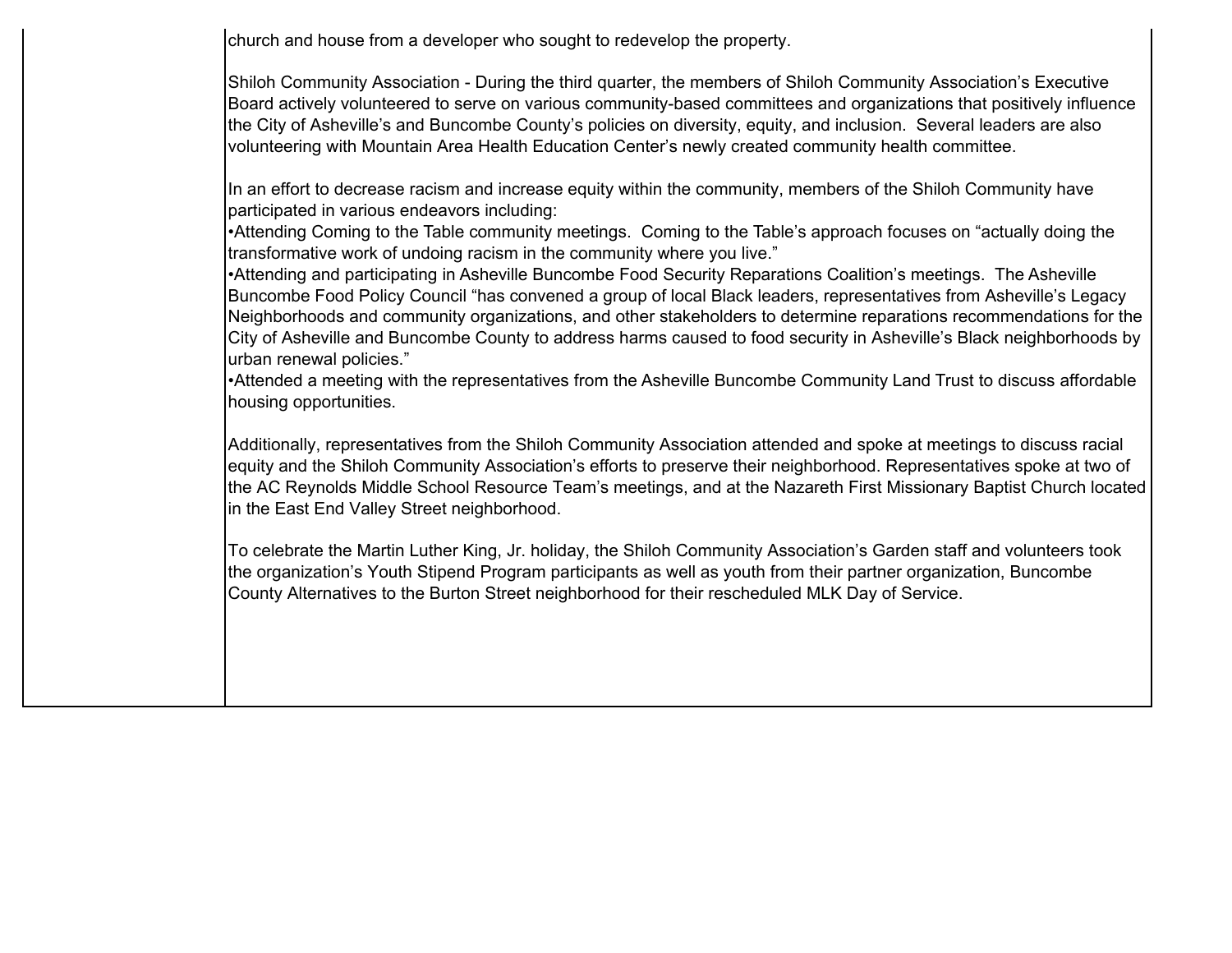| | |
|---|---|
| | church and house from a developer who sought to redevelop the property.<br><br>Shiloh Community Association - During the third quarter, the members of Shiloh Community Association's Executive Board actively volunteered to serve on various community-based committees and organizations that positively influence the City of Asheville's and Buncombe County's policies on diversity, equity, and inclusion. Several leaders are also volunteering with Mountain Area Health Education Center's newly created community health committee.<br><br>In an effort to decrease racism and increase equity within the community, members of the Shiloh Community have participated in various endeavors including:<br>•Attending Coming to the Table community meetings. Coming to the Table's approach focuses on "actually doing the transformative work of undoing racism in the community where you live."<br>•Attending and participating in Asheville Buncombe Food Security Reparations Coalition's meetings. The Asheville Buncombe Food Policy Council "has convened a group of local Black leaders, representatives from Asheville's Legacy Neighborhoods and community organizations, and other stakeholders to determine reparations recommendations for the City of Asheville and Buncombe County to address harms caused to food security in Asheville's Black neighborhoods by urban renewal policies."<br>•Attended a meeting with the representatives from the Asheville Buncombe Community Land Trust to discuss affordable housing opportunities.<br><br>Additionally, representatives from the Shiloh Community Association attended and spoke at meetings to discuss racial equity and the Shiloh Community Association's efforts to preserve their neighborhood. Representatives spoke at two of the AC Reynolds Middle School Resource Team's meetings, and at the Nazareth First Missionary Baptist Church located in the East End Valley Street neighborhood.<br><br>To celebrate the Martin Luther King, Jr. holiday, the Shiloh Community Association's Garden staff and volunteers took the organization's Youth Stipend Program participants as well as youth from their partner organization, Buncombe County Alternatives to the Burton Street neighborhood for their rescheduled MLK Day of Service. |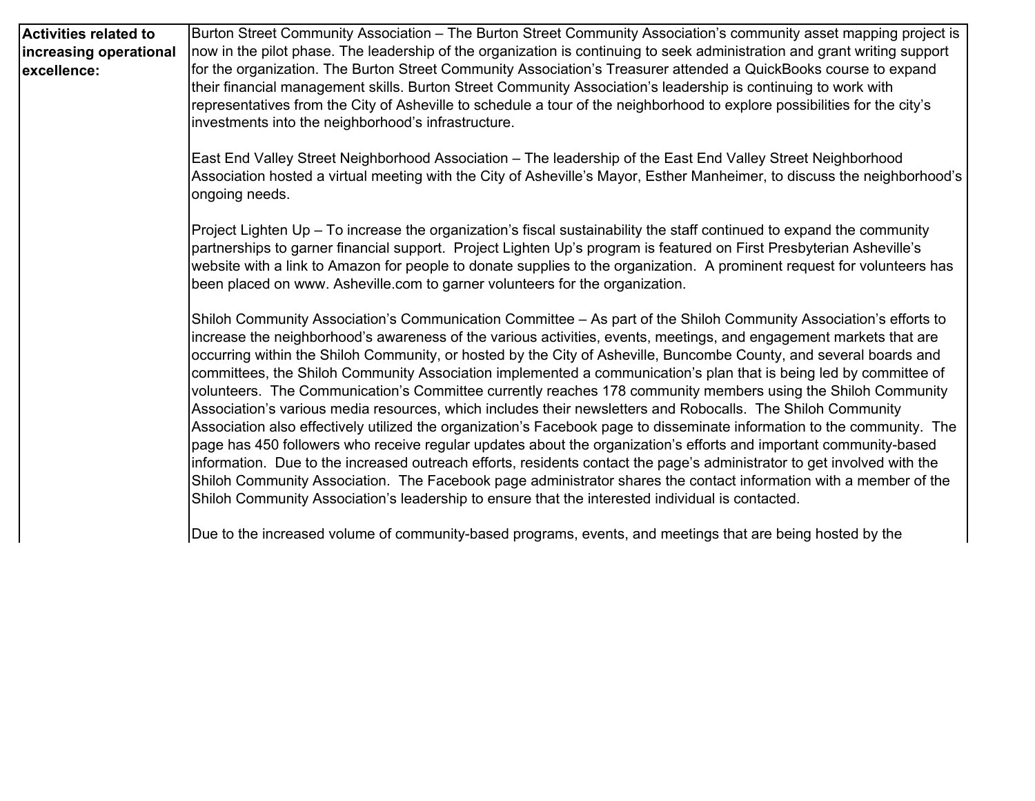| **Activities related to increasing operational excellence:** | Burton Street Community Association – The Burton Street Community Association's community asset mapping project is now in the pilot phase. The leadership of the organization is continuing to seek administration and grant writing support for the organization. The Burton Street Community Association's Treasurer attended a QuickBooks course to expand their financial management skills. Burton Street Community Association's leadership is continuing to work with representatives from the City of Asheville to schedule a tour of the neighborhood to explore possibilities for the city's investments into the neighborhood's infrastructure.<br><br>East End Valley Street Neighborhood Association – The leadership of the East End Valley Street Neighborhood Association hosted a virtual meeting with the City of Asheville's Mayor, Esther Manheimer, to discuss the neighborhood's ongoing needs.<br><br>Project Lighten Up – To increase the organization's fiscal sustainability the staff continued to expand the community partnerships to garner financial support. Project Lighten Up's program is featured on First Presbyterian Asheville's website with a link to Amazon for people to donate supplies to the organization. A prominent request for volunteers has been placed on www. Asheville.com to garner volunteers for the organization.<br><br>Shiloh Community Association's Communication Committee – As part of the Shiloh Community Association's efforts to increase the neighborhood's awareness of the various activities, events, meetings, and engagement markets that are occurring within the Shiloh Community, or hosted by the City of Asheville, Buncombe County, and several boards and committees, the Shiloh Community Association implemented a communication's plan that is being led by committee of volunteers. The Communication's Committee currently reaches 178 community members using the Shiloh Community Association's various media resources, which includes their newsletters and Robocalls. The Shiloh Community Association also effectively utilized the organization's Facebook page to disseminate information to the community. The page has 450 followers who receive regular updates about the organization's efforts and important community-based information. Due to the increased outreach efforts, residents contact the page's administrator to get involved with the Shiloh Community Association. The Facebook page administrator shares the contact information with a member of the Shiloh Community Association's leadership to ensure that the interested individual is contacted.<br><br>Due to the increased volume of community-based programs, events, and meetings that are being hosted by the |
|---|---|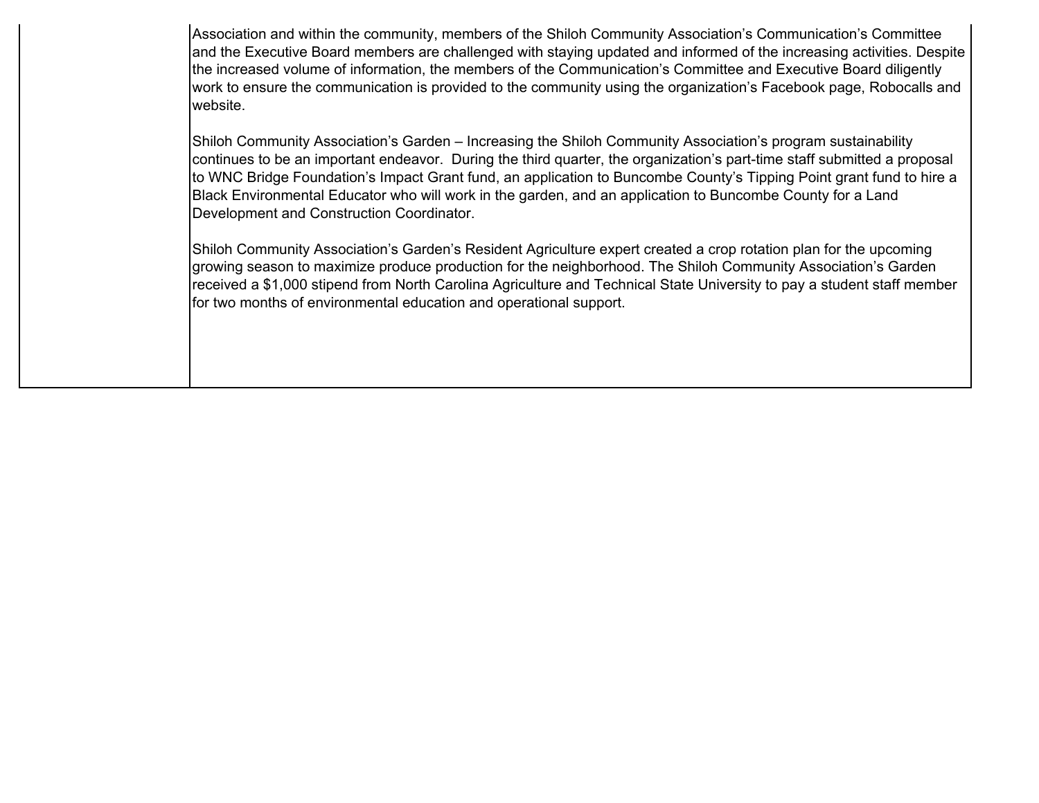| | |
|---|---|
| | Association and within the community, members of the Shiloh Community Association's Communication's Committee and the Executive Board members are challenged with staying updated and informed of the increasing activities. Despite the increased volume of information, the members of the Communication's Committee and Executive Board diligently work to ensure the communication is provided to the community using the organization's Facebook page, Robocalls and website.<br><br>Shiloh Community Association's Garden – Increasing the Shiloh Community Association's program sustainability continues to be an important endeavor. During the third quarter, the organization's part-time staff submitted a proposal to WNC Bridge Foundation's Impact Grant fund, an application to Buncombe County's Tipping Point grant fund to hire a Black Environmental Educator who will work in the garden, and an application to Buncombe County for a Land Development and Construction Coordinator.<br><br>Shiloh Community Association's Garden's Resident Agriculture expert created a crop rotation plan for the upcoming growing season to maximize produce production for the neighborhood. The Shiloh Community Association's Garden received a $1,000 stipend from North Carolina Agriculture and Technical State University to pay a student staff member for two months of environmental education and operational support. |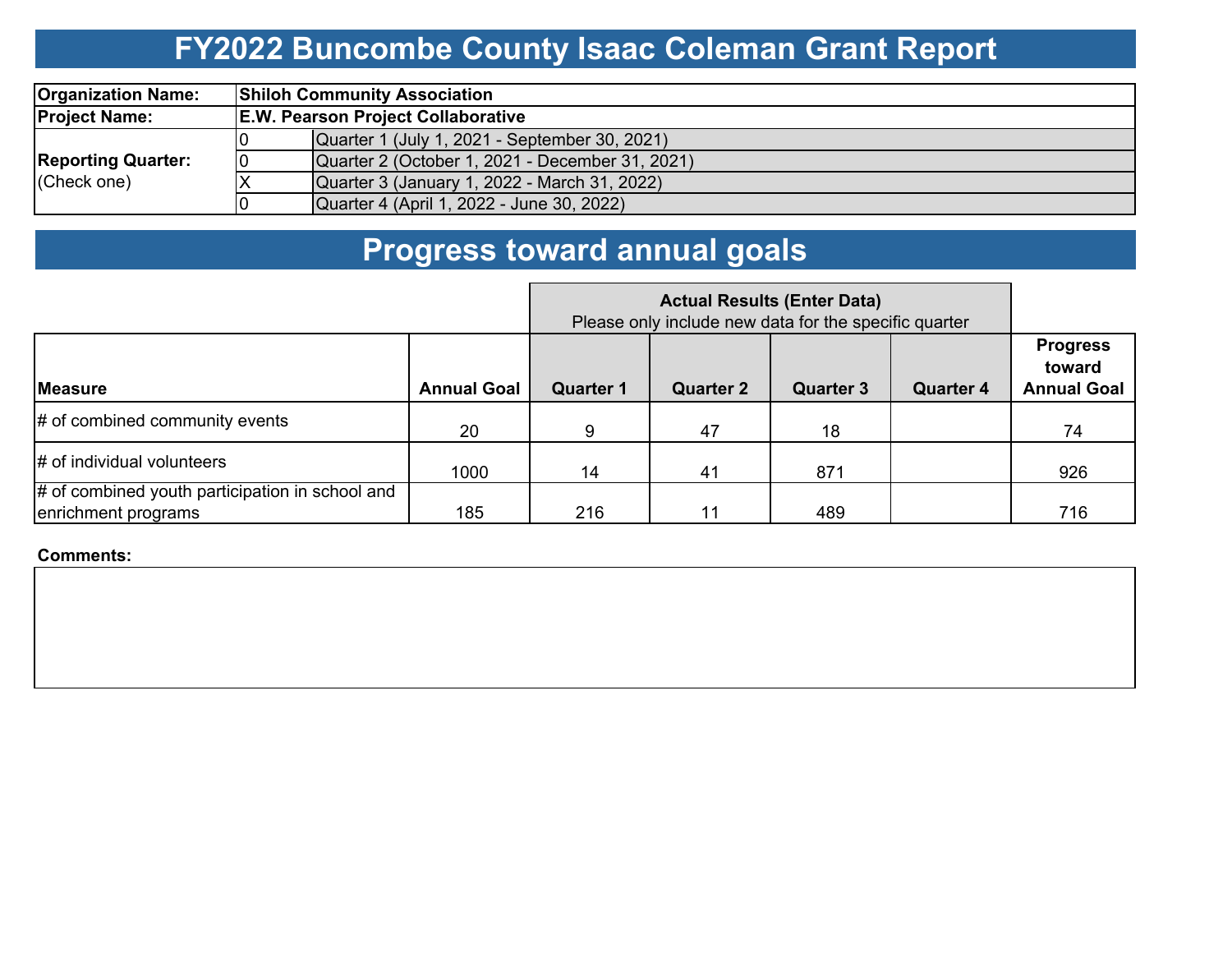# FY2022 Buncombe County Isaac Coleman Grant Report

| | | |
|---|---|---|
| **Organization Name:** | **Shiloh Community Association** | |
| **Project Name:** | **E.W. Pearson Project Collaborative** | |
| **Reporting Quarter:** (Check one) | 0 | Quarter 1 (July 1, 2021 - September 30, 2021) |
| | 0 | Quarter 2 (October 1, 2021 - December 31, 2021) |
| | X | Quarter 3 (January 1, 2022 - March 31, 2022) |
| | 0 | Quarter 4 (April 1, 2022 - June 30, 2022) |

# Progress toward annual goals

| | | **Actual Results (Enter Data)** Please only include new data for the specific quarter | | | | |
|---|---|---|---|---|---|---|
| **Measure** | **Annual Goal** | **Quarter 1** | **Quarter 2** | **Quarter 3** | **Quarter 4** | **Progress toward Annual Goal** |
| # of combined community events | 20 | 9 | 47 | 18 | | 74 |
| # of individual volunteers | 1000 | 14 | 41 | 871 | | 926 |
| # of combined youth participation in school and enrichment programs | 185 | 216 | 11 | 489 | | 716 |

**Comments:**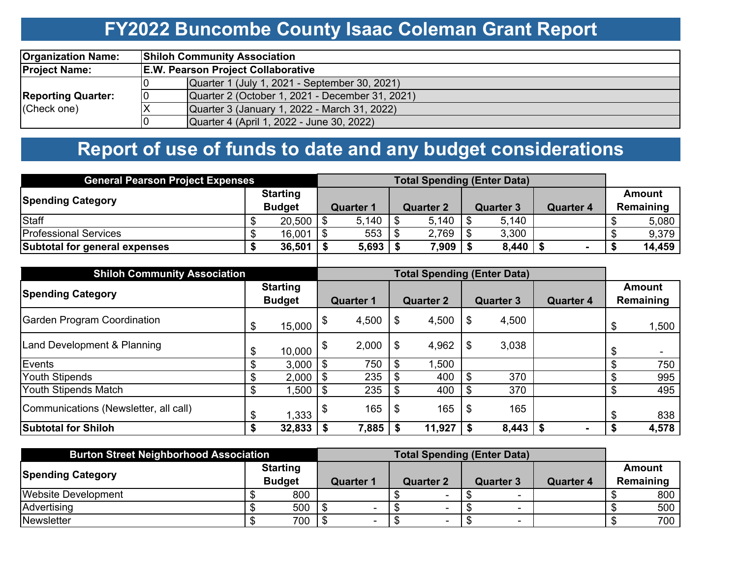# FY2022 Buncombe County Isaac Coleman Grant Report

| | | |
|---|---|---|
| **Organization Name:** | **Shiloh Community Association** | |
| **Project Name:** | **E.W. Pearson Project Collaborative** | |
| **Reporting Quarter:** (Check one) | 0 | Quarter 1 (July 1, 2021 - September 30, 2021) |
| | 0 | Quarter 2 (October 1, 2021 - December 31, 2021) |
| | X | Quarter 3 (January 1, 2022 - March 31, 2022) |
| | 0 | Quarter 4 (April 1, 2022 - June 30, 2022) |

# Report of use of funds to date and any budget considerations

| General Pearson Project Expenses | | Total Spending (Enter Data) | | | | |
|---|---|---|---|---|---|---|
| **Spending Category** | **Starting Budget** | **Quarter 1** | **Quarter 2** | **Quarter 3** | **Quarter 4** | **Amount Remaining** |
| Staff | $ 20,500 | $ 5,140 | $ 5,140 | $ 5,140 | | $ 5,080 |
| Professional Services | $ 16,001 | $ 553 | $ 2,769 | $ 3,300 | | $ 9,379 |
| **Subtotal for general expenses** | **$ 36,501** | **$ 5,693** | **$ 7,909** | **$ 8,440** | **$ -** | **$ 14,459** |

| Shiloh Community Association | | Total Spending (Enter Data) | | | | |
|---|---|---|---|---|---|---|
| **Spending Category** | **Starting Budget** | **Quarter 1** | **Quarter 2** | **Quarter 3** | **Quarter 4** | **Amount Remaining** |
| Garden Program Coordination | $ 15,000 | $ 4,500 | $ 4,500 | $ 4,500 | | $ 1,500 |
| Land Development & Planning | $ 10,000 | $ 2,000 | $ 4,962 | $ 3,038 | | $ - |
| Events | $ 3,000 | $ 750 | $ 1,500 | | | $ 750 |
| Youth Stipends | $ 2,000 | $ 235 | $ 400 | $ 370 | | $ 995 |
| Youth Stipends Match | $ 1,500 | $ 235 | $ 400 | $ 370 | | $ 495 |
| Communications (Newsletter, all call) | $ 1,333 | $ 165 | $ 165 | $ 165 | | $ 838 |
| **Subtotal for Shiloh** | **$ 32,833** | **$ 7,885** | **$ 11,927** | **$ 8,443** | **$ -** | **$ 4,578** |

| Burton Street Neighborhood Association | | Total Spending (Enter Data) | | | | |
|---|---|---|---|---|---|---|
| **Spending Category** | **Starting Budget** | **Quarter 1** | **Quarter 2** | **Quarter 3** | **Quarter 4** | **Amount Remaining** |
| Website Development | $ 800 | | $ - | $ - | | $ 800 |
| Advertising | $ 500 | $ - | $ - | $ - | | $ 500 |
| Newsletter | $ 700 | $ - | $ - | $ - | | $ 700 |